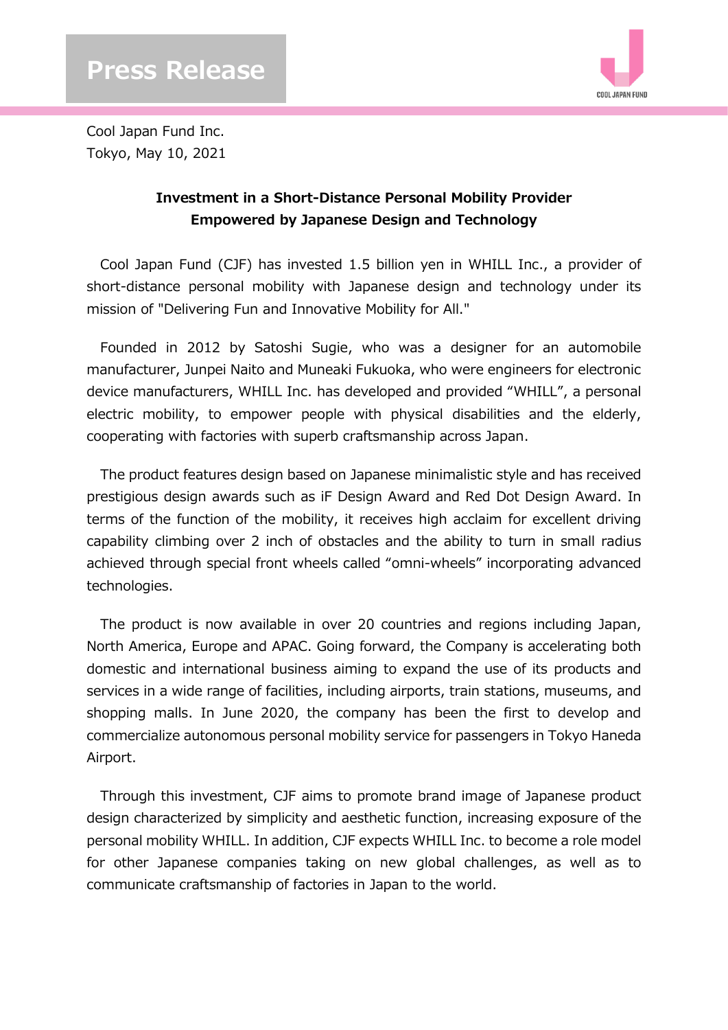Press Release

Cool Japan Fund Inc.
Tokyo, May 10, 2021

## Investment in a Short-Distance Personal Mobility Provider Empowered by Japanese Design and Technology

Cool Japan Fund (CJF) has invested 1.5 billion yen in WHILL Inc., a provider of short-distance personal mobility with Japanese design and technology under its mission of "Delivering Fun and Innovative Mobility for All."

Founded in 2012 by Satoshi Sugie, who was a designer for an automobile manufacturer, Junpei Naito and Muneaki Fukuoka, who were engineers for electronic device manufacturers, WHILL Inc. has developed and provided “WHILL”, a personal electric mobility, to empower people with physical disabilities and the elderly, cooperating with factories with superb craftsmanship across Japan.

The product features design based on Japanese minimalistic style and has received prestigious design awards such as iF Design Award and Red Dot Design Award. In terms of the function of the mobility, it receives high acclaim for excellent driving capability climbing over 2 inch of obstacles and the ability to turn in small radius achieved through special front wheels called “omni-wheels” incorporating advanced technologies.

The product is now available in over 20 countries and regions including Japan, North America, Europe and APAC. Going forward, the Company is accelerating both domestic and international business aiming to expand the use of its products and services in a wide range of facilities, including airports, train stations, museums, and shopping malls. In June 2020, the company has been the first to develop and commercialize autonomous personal mobility service for passengers in Tokyo Haneda Airport.

Through this investment, CJF aims to promote brand image of Japanese product design characterized by simplicity and aesthetic function, increasing exposure of the personal mobility WHILL. In addition, CJF expects WHILL Inc. to become a role model for other Japanese companies taking on new global challenges, as well as to communicate craftsmanship of factories in Japan to the world.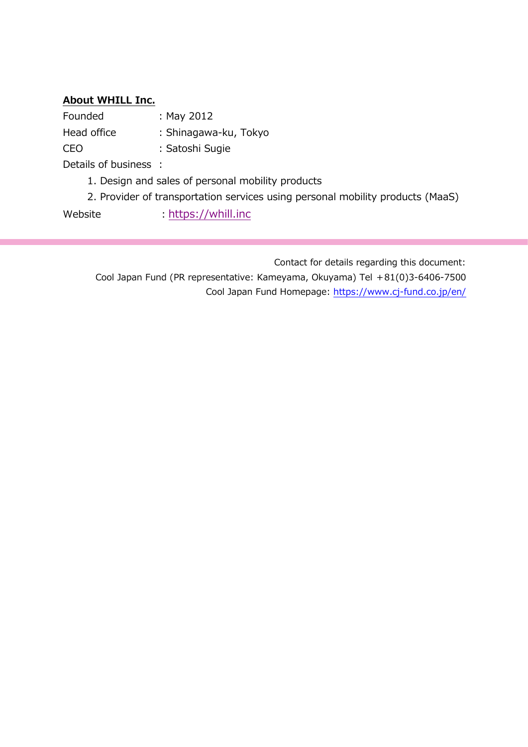**About WHILL Inc.**

Founded : May 2012

Head office : Shinagawa-ku, Tokyo

CEO : Satoshi Sugie

Details of business :

1. Design and sales of personal mobility products
2. Provider of transportation services using personal mobility products (MaaS)

Website : https://whill.inc

---

Contact for details regarding this document:

Cool Japan Fund (PR representative: Kameyama, Okuyama) Tel +81(0)3-6406-7500

Cool Japan Fund Homepage: https://www.cj-fund.co.jp/en/